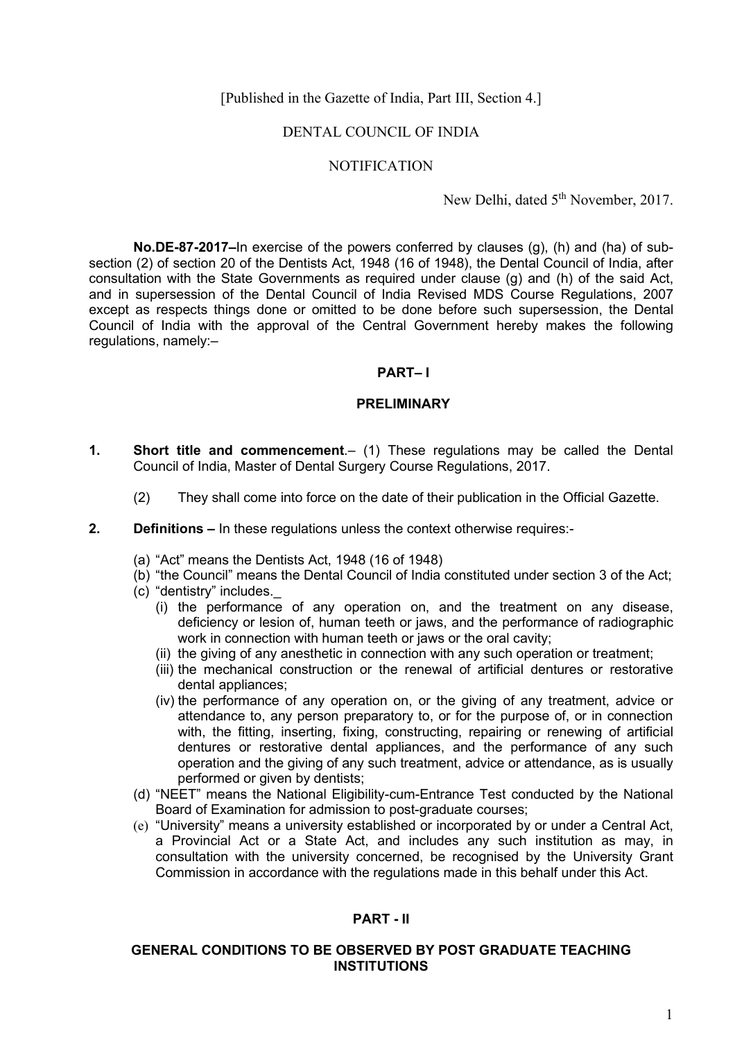[Published in the Gazette of India, Part III, Section 4.]

DENTAL COUNCIL OF INDIA

NOTIFICATION

New Delhi, dated 5th November, 2017.

**No.DE-87-2017–**In exercise of the powers conferred by clauses (g), (h) and (ha) of sub-section (2) of section 20 of the Dentists Act, 1948 (16 of 1948), the Dental Council of India, after consultation with the State Governments as required under clause (g) and (h) of the said Act, and in supersession of the Dental Council of India Revised MDS Course Regulations, 2007 except as respects things done or omitted to be done before such supersession, the Dental Council of India with the approval of the Central Government hereby makes the following regulations, namely:–

## PART– I

## PRELIMINARY

**1. Short title and commencement**.– (1) These regulations may be called the Dental Council of India, Master of Dental Surgery Course Regulations, 2017.

(2) They shall come into force on the date of their publication in the Official Gazette.

**2. Definitions –** In these regulations unless the context otherwise requires:-

(a) "Act" means the Dentists Act, 1948 (16 of 1948)

(b) "the Council" means the Dental Council of India constituted under section 3 of the Act;

(c) "dentistry" includes._

(i) the performance of any operation on, and the treatment on any disease, deficiency or lesion of, human teeth or jaws, and the performance of radiographic work in connection with human teeth or jaws or the oral cavity;

(ii) the giving of any anesthetic in connection with any such operation or treatment;

(iii) the mechanical construction or the renewal of artificial dentures or restorative dental appliances;

(iv) the performance of any operation on, or the giving of any treatment, advice or attendance to, any person preparatory to, or for the purpose of, or in connection with, the fitting, inserting, fixing, constructing, repairing or renewing of artificial dentures or restorative dental appliances, and the performance of any such operation and the giving of any such treatment, advice or attendance, as is usually performed or given by dentists;

(d) "NEET" means the National Eligibility-cum-Entrance Test conducted by the National Board of Examination for admission to post-graduate courses;

(e) "University" means a university established or incorporated by or under a Central Act, a Provincial Act or a State Act, and includes any such institution as may, in consultation with the university concerned, be recognised by the University Grant Commission in accordance with the regulations made in this behalf under this Act.

## PART - II

## GENERAL CONDITIONS TO BE OBSERVED BY POST GRADUATE TEACHING INSTITUTIONS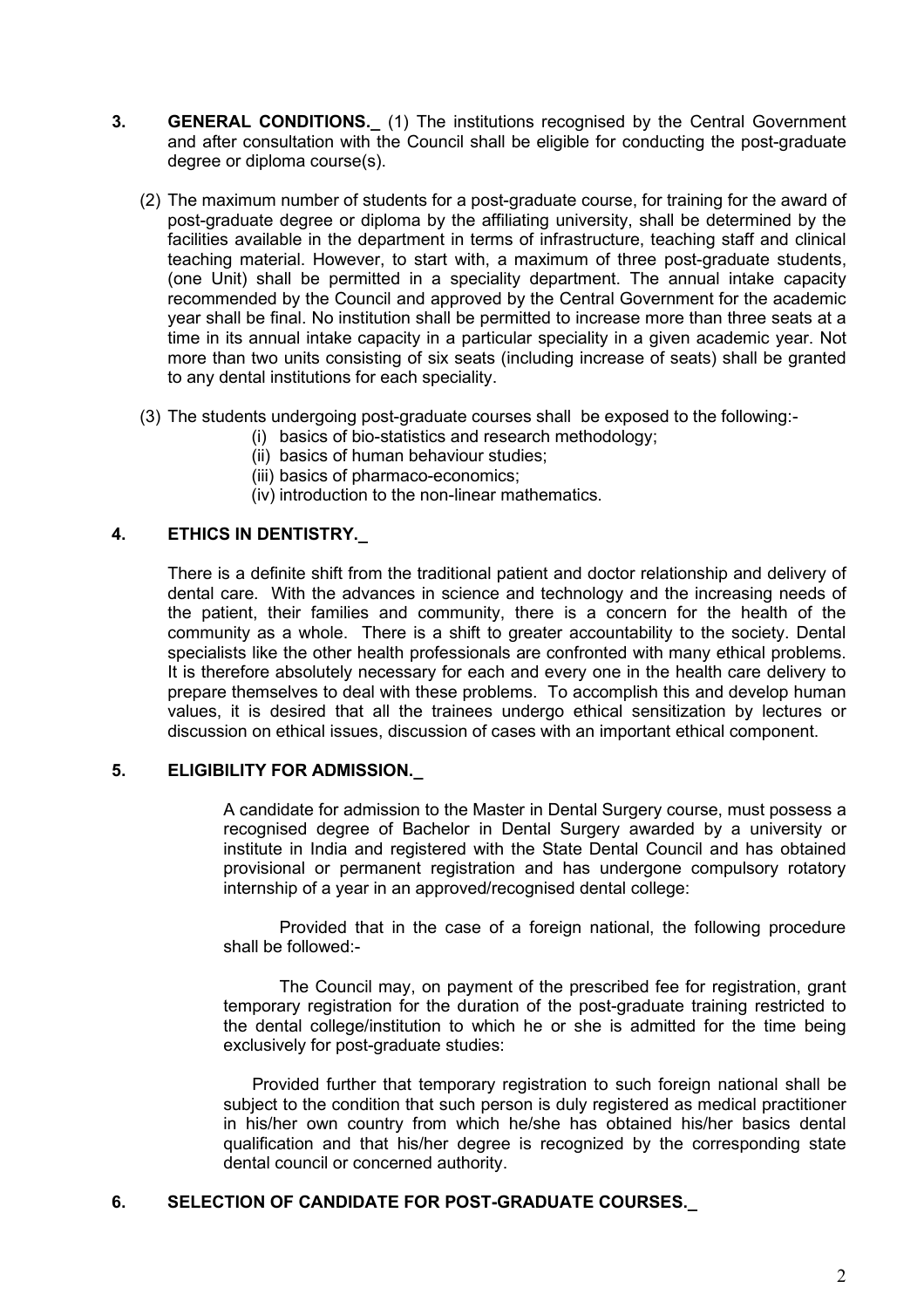**3. GENERAL CONDITIONS._** (1) The institutions recognised by the Central Government and after consultation with the Council shall be eligible for conducting the post-graduate degree or diploma course(s).

(2) The maximum number of students for a post-graduate course, for training for the award of post-graduate degree or diploma by the affiliating university, shall be determined by the facilities available in the department in terms of infrastructure, teaching staff and clinical teaching material. However, to start with, a maximum of three post-graduate students, (one Unit) shall be permitted in a speciality department. The annual intake capacity recommended by the Council and approved by the Central Government for the academic year shall be final. No institution shall be permitted to increase more than three seats at a time in its annual intake capacity in a particular speciality in a given academic year. Not more than two units consisting of six seats (including increase of seats) shall be granted to any dental institutions for each speciality.

(3) The students undergoing post-graduate courses shall be exposed to the following:-

- (i) basics of bio-statistics and research methodology;
- (ii) basics of human behaviour studies;
- (iii) basics of pharmaco-economics;
- (iv) introduction to the non-linear mathematics.

**4. ETHICS IN DENTISTRY._**

There is a definite shift from the traditional patient and doctor relationship and delivery of dental care. With the advances in science and technology and the increasing needs of the patient, their families and community, there is a concern for the health of the community as a whole. There is a shift to greater accountability to the society. Dental specialists like the other health professionals are confronted with many ethical problems. It is therefore absolutely necessary for each and every one in the health care delivery to prepare themselves to deal with these problems. To accomplish this and develop human values, it is desired that all the trainees undergo ethical sensitization by lectures or discussion on ethical issues, discussion of cases with an important ethical component.

**5. ELIGIBILITY FOR ADMISSION._**

A candidate for admission to the Master in Dental Surgery course, must possess a recognised degree of Bachelor in Dental Surgery awarded by a university or institute in India and registered with the State Dental Council and has obtained provisional or permanent registration and has undergone compulsory rotatory internship of a year in an approved/recognised dental college:

Provided that in the case of a foreign national, the following procedure shall be followed:-

The Council may, on payment of the prescribed fee for registration, grant temporary registration for the duration of the post-graduate training restricted to the dental college/institution to which he or she is admitted for the time being exclusively for post-graduate studies:

Provided further that temporary registration to such foreign national shall be subject to the condition that such person is duly registered as medical practitioner in his/her own country from which he/she has obtained his/her basics dental qualification and that his/her degree is recognized by the corresponding state dental council or concerned authority.

**6. SELECTION OF CANDIDATE FOR POST-GRADUATE COURSES._**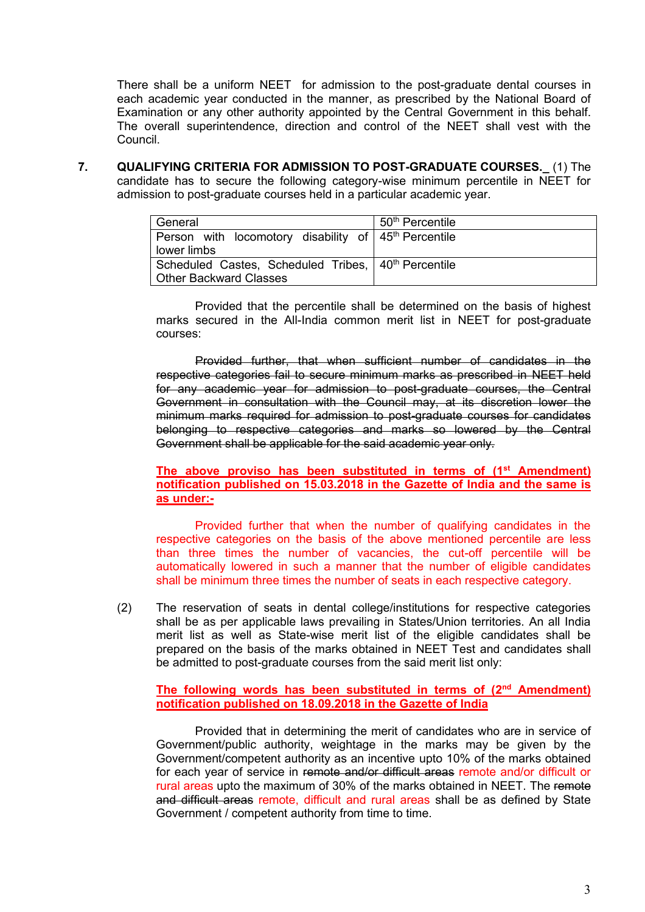There shall be a uniform NEET for admission to the post-graduate dental courses in each academic year conducted in the manner, as prescribed by the National Board of Examination or any other authority appointed by the Central Government in this behalf. The overall superintendence, direction and control of the NEET shall vest with the Council.

**7. QUALIFYING CRITERIA FOR ADMISSION TO POST-GRADUATE COURSES.\_** (1) The candidate has to secure the following category-wise minimum percentile in NEET for admission to post-graduate courses held in a particular academic year.

| | |
|---|---|
| General | 50th Percentile |
| Person with locomotory disability of lower limbs | 45th Percentile |
| Scheduled Castes, Scheduled Tribes, Other Backward Classes | 40th Percentile |

Provided that the percentile shall be determined on the basis of highest marks secured in the All-India common merit list in NEET for post-graduate courses:

~~Provided further, that when sufficient number of candidates in the respective categories fail to secure minimum marks as prescribed in NEET held for any academic year for admission to post-graduate courses, the Central Government in consultation with the Council may, at its discretion lower the minimum marks required for admission to post-graduate courses for candidates belonging to respective categories and marks so lowered by the Central Government shall be applicable for the said academic year only.~~

**The above proviso has been substituted in terms of (1st Amendment) notification published on 15.03.2018 in the Gazette of India and the same is as under:-**

Provided further that when the number of qualifying candidates in the respective categories on the basis of the above mentioned percentile are less than three times the number of vacancies, the cut-off percentile will be automatically lowered in such a manner that the number of eligible candidates shall be minimum three times the number of seats in each respective category.

(2) The reservation of seats in dental college/institutions for respective categories shall be as per applicable laws prevailing in States/Union territories. An all India merit list as well as State-wise merit list of the eligible candidates shall be prepared on the basis of the marks obtained in NEET Test and candidates shall be admitted to post-graduate courses from the said merit list only:

**The following words has been substituted in terms of (2nd Amendment) notification published on 18.09.2018 in the Gazette of India**

Provided that in determining the merit of candidates who are in service of Government/public authority, weightage in the marks may be given by the Government/competent authority as an incentive upto 10% of the marks obtained for each year of service in ~~remote and/or difficult areas~~ remote and/or difficult or rural areas upto the maximum of 30% of the marks obtained in NEET. The ~~remote and difficult areas~~ remote, difficult and rural areas shall be as defined by State Government / competent authority from time to time.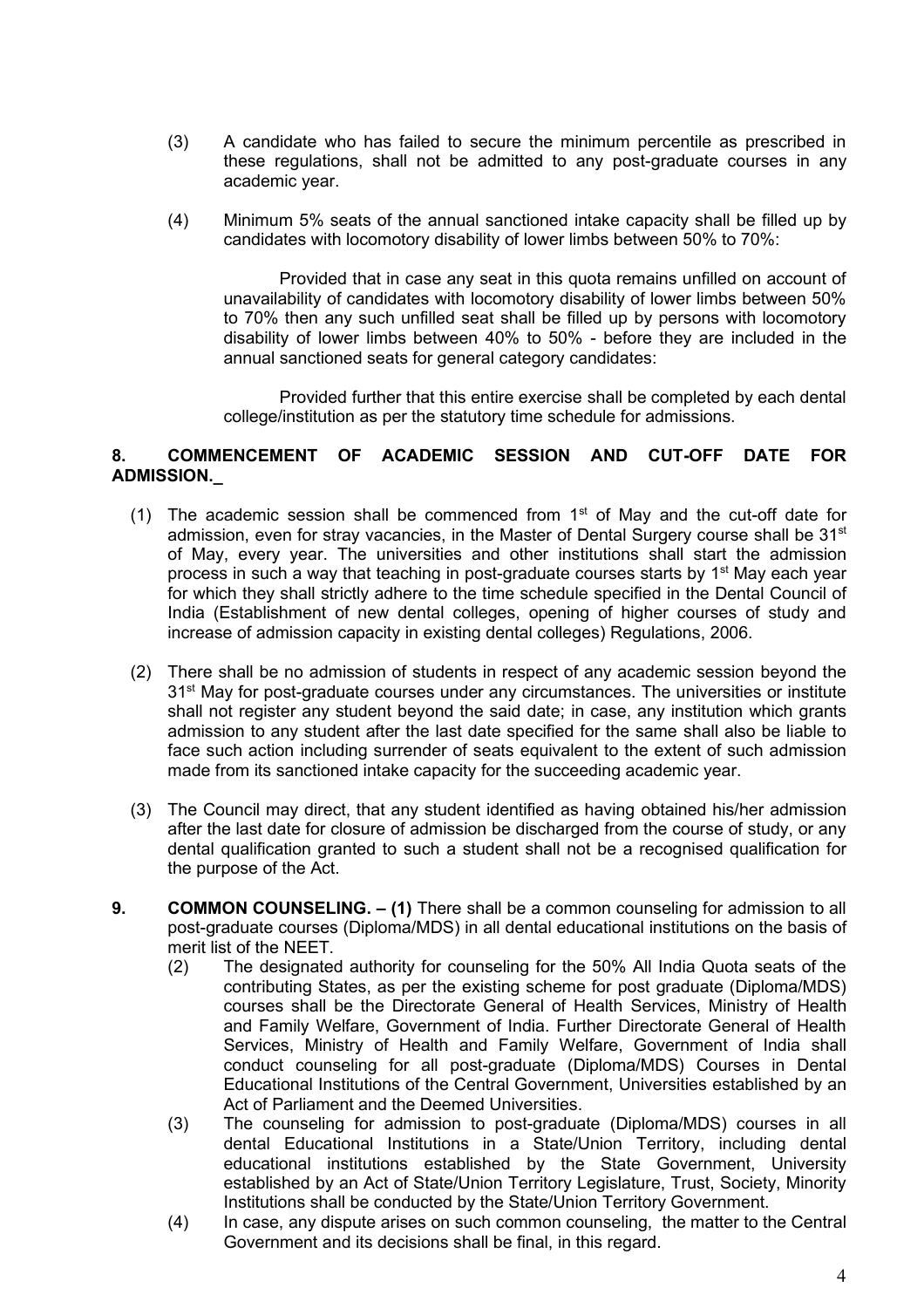(3) A candidate who has failed to secure the minimum percentile as prescribed in these regulations, shall not be admitted to any post-graduate courses in any academic year.

(4) Minimum 5% seats of the annual sanctioned intake capacity shall be filled up by candidates with locomotory disability of lower limbs between 50% to 70%:

Provided that in case any seat in this quota remains unfilled on account of unavailability of candidates with locomotory disability of lower limbs between 50% to 70% then any such unfilled seat shall be filled up by persons with locomotory disability of lower limbs between 40% to 50% - before they are included in the annual sanctioned seats for general category candidates:

Provided further that this entire exercise shall be completed by each dental college/institution as per the statutory time schedule for admissions.

**8. COMMENCEMENT OF ACADEMIC SESSION AND CUT-OFF DATE FOR ADMISSION._**

(1) The academic session shall be commenced from 1st of May and the cut-off date for admission, even for stray vacancies, in the Master of Dental Surgery course shall be 31st of May, every year. The universities and other institutions shall start the admission process in such a way that teaching in post-graduate courses starts by 1st May each year for which they shall strictly adhere to the time schedule specified in the Dental Council of India (Establishment of new dental colleges, opening of higher courses of study and increase of admission capacity in existing dental colleges) Regulations, 2006.

(2) There shall be no admission of students in respect of any academic session beyond the 31st May for post-graduate courses under any circumstances. The universities or institute shall not register any student beyond the said date; in case, any institution which grants admission to any student after the last date specified for the same shall also be liable to face such action including surrender of seats equivalent to the extent of such admission made from its sanctioned intake capacity for the succeeding academic year.

(3) The Council may direct, that any student identified as having obtained his/her admission after the last date for closure of admission be discharged from the course of study, or any dental qualification granted to such a student shall not be a recognised qualification for the purpose of the Act.

**9. COMMON COUNSELING. – (1)** There shall be a common counseling for admission to all post-graduate courses (Diploma/MDS) in all dental educational institutions on the basis of merit list of the NEET.

(2) The designated authority for counseling for the 50% All India Quota seats of the contributing States, as per the existing scheme for post graduate (Diploma/MDS) courses shall be the Directorate General of Health Services, Ministry of Health and Family Welfare, Government of India. Further Directorate General of Health Services, Ministry of Health and Family Welfare, Government of India shall conduct counseling for all post-graduate (Diploma/MDS) Courses in Dental Educational Institutions of the Central Government, Universities established by an Act of Parliament and the Deemed Universities.

(3) The counseling for admission to post-graduate (Diploma/MDS) courses in all dental Educational Institutions in a State/Union Territory, including dental educational institutions established by the State Government, University established by an Act of State/Union Territory Legislature, Trust, Society, Minority Institutions shall be conducted by the State/Union Territory Government.

(4) In case, any dispute arises on such common counseling, the matter to the Central Government and its decisions shall be final, in this regard.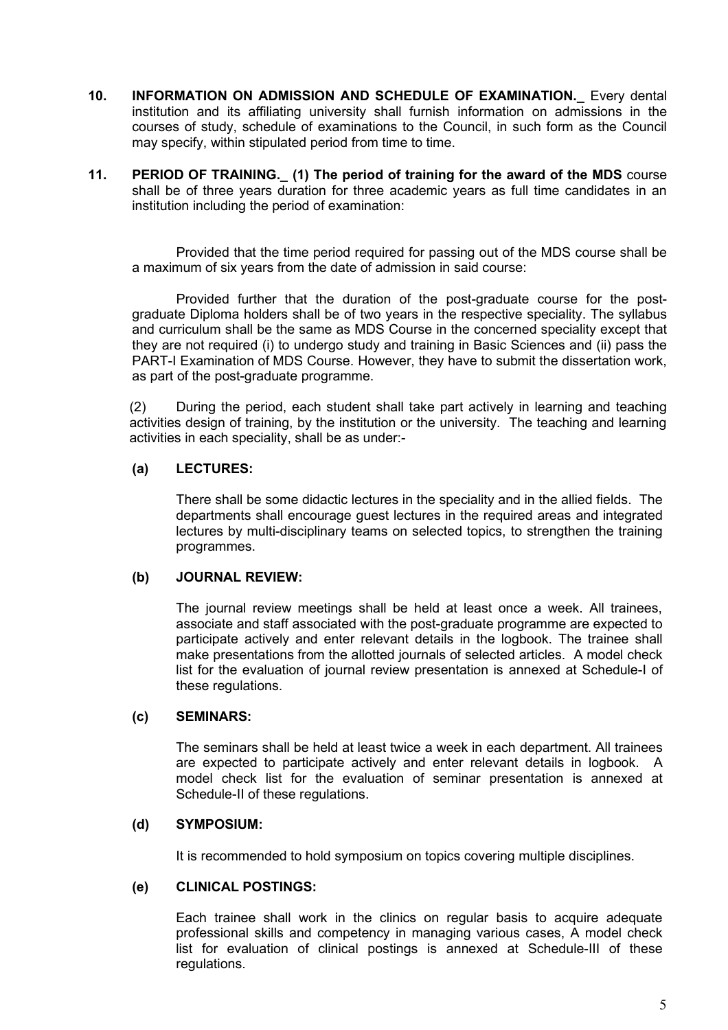**10. INFORMATION ON ADMISSION AND SCHEDULE OF EXAMINATION.**_ Every dental institution and its affiliating university shall furnish information on admissions in the courses of study, schedule of examinations to the Council, in such form as the Council may specify, within stipulated period from time to time.

**11. PERIOD OF TRAINING.**_ **(1) The period of training for the award of the MDS** course shall be of three years duration for three academic years as full time candidates in an institution including the period of examination:

Provided that the time period required for passing out of the MDS course shall be a maximum of six years from the date of admission in said course:

Provided further that the duration of the post-graduate course for the post-graduate Diploma holders shall be of two years in the respective speciality. The syllabus and curriculum shall be the same as MDS Course in the concerned speciality except that they are not required (i) to undergo study and training in Basic Sciences and (ii) pass the PART-I Examination of MDS Course. However, they have to submit the dissertation work, as part of the post-graduate programme.

(2) During the period, each student shall take part actively in learning and teaching activities design of training, by the institution or the university. The teaching and learning activities in each speciality, shall be as under:-

**(a) LECTURES:**

There shall be some didactic lectures in the speciality and in the allied fields. The departments shall encourage guest lectures in the required areas and integrated lectures by multi-disciplinary teams on selected topics, to strengthen the training programmes.

**(b) JOURNAL REVIEW:**

The journal review meetings shall be held at least once a week. All trainees, associate and staff associated with the post-graduate programme are expected to participate actively and enter relevant details in the logbook. The trainee shall make presentations from the allotted journals of selected articles. A model check list for the evaluation of journal review presentation is annexed at Schedule-I of these regulations.

**(c) SEMINARS:**

The seminars shall be held at least twice a week in each department. All trainees are expected to participate actively and enter relevant details in logbook. A model check list for the evaluation of seminar presentation is annexed at Schedule-II of these regulations.

**(d) SYMPOSIUM:**

It is recommended to hold symposium on topics covering multiple disciplines.

**(e) CLINICAL POSTINGS:**

Each trainee shall work in the clinics on regular basis to acquire adequate professional skills and competency in managing various cases, A model check list for evaluation of clinical postings is annexed at Schedule-III of these regulations.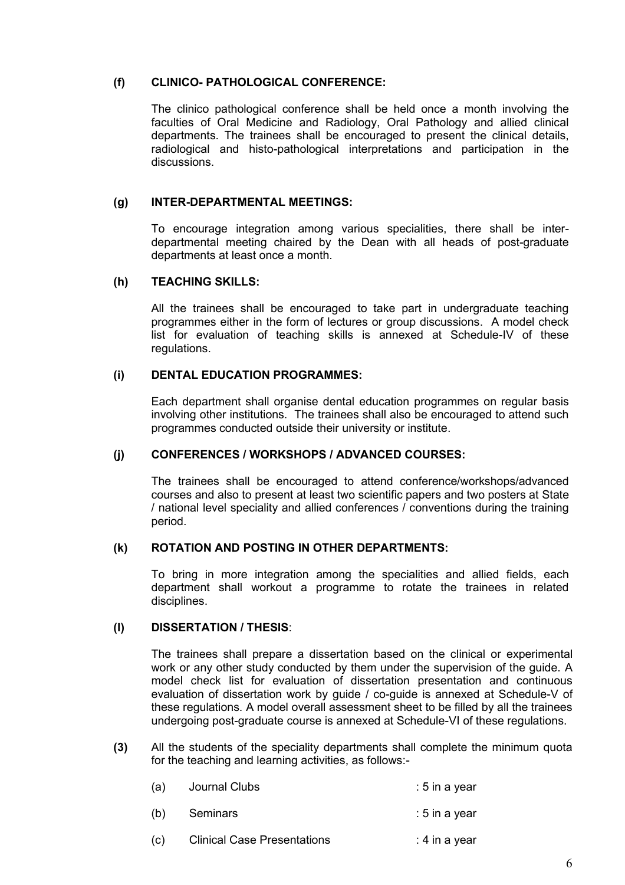**(f) CLINICO- PATHOLOGICAL CONFERENCE:**

The clinico pathological conference shall be held once a month involving the faculties of Oral Medicine and Radiology, Oral Pathology and allied clinical departments. The trainees shall be encouraged to present the clinical details, radiological and histo-pathological interpretations and participation in the discussions.

**(g) INTER-DEPARTMENTAL MEETINGS:**

To encourage integration among various specialities, there shall be inter-departmental meeting chaired by the Dean with all heads of post-graduate departments at least once a month.

**(h) TEACHING SKILLS:**

All the trainees shall be encouraged to take part in undergraduate teaching programmes either in the form of lectures or group discussions. A model check list for evaluation of teaching skills is annexed at Schedule-IV of these regulations.

**(i) DENTAL EDUCATION PROGRAMMES:**

Each department shall organise dental education programmes on regular basis involving other institutions. The trainees shall also be encouraged to attend such programmes conducted outside their university or institute.

**(j) CONFERENCES / WORKSHOPS / ADVANCED COURSES:**

The trainees shall be encouraged to attend conference/workshops/advanced courses and also to present at least two scientific papers and two posters at State / national level speciality and allied conferences / conventions during the training period.

**(k) ROTATION AND POSTING IN OTHER DEPARTMENTS:**

To bring in more integration among the specialities and allied fields, each department shall workout a programme to rotate the trainees in related disciplines.

**(l) DISSERTATION / THESIS**:

The trainees shall prepare a dissertation based on the clinical or experimental work or any other study conducted by them under the supervision of the guide. A model check list for evaluation of dissertation presentation and continuous evaluation of dissertation work by guide / co-guide is annexed at Schedule-V of these regulations. A model overall assessment sheet to be filled by all the trainees undergoing post-graduate course is annexed at Schedule-VI of these regulations.

**(3)** All the students of the speciality departments shall complete the minimum quota for the teaching and learning activities, as follows:-

(a) Journal Clubs : 5 in a year

(b) Seminars : 5 in a year

(c) Clinical Case Presentations : 4 in a year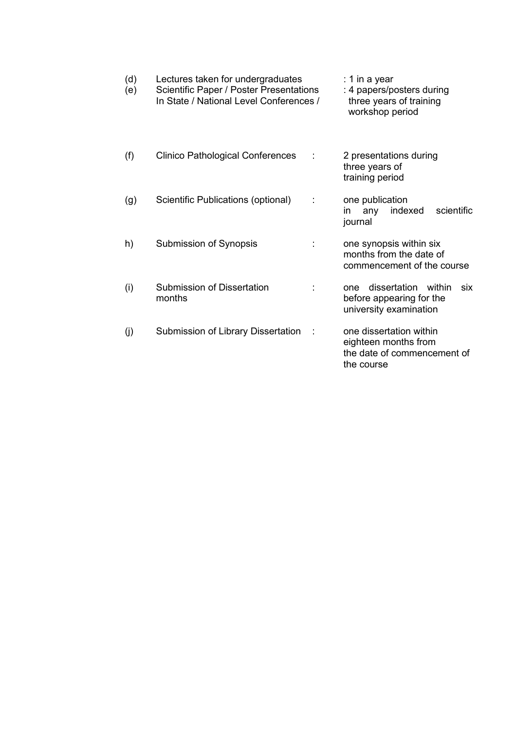| | | | |
|---|---|---|---|
| (d) | Lectures taken for undergraduates | | : 1 in a year |
| (e) | Scientific Paper / Poster Presentations In State / National Level Conferences / | | : 4 papers/posters during three years of training workshop period |
| (f) | Clinico Pathological Conferences | : | 2 presentations during three years of training period |
| (g) | Scientific Publications (optional) | : | one publication in any indexed scientific journal |
| h) | Submission of Synopsis | : | one synopsis within six months from the date of commencement of the course |
| (i) | Submission of Dissertation months | : | one dissertation within six before appearing for the university examination |
| (j) | Submission of Library Dissertation | : | one dissertation within eighteen months from the date of commencement of the course |